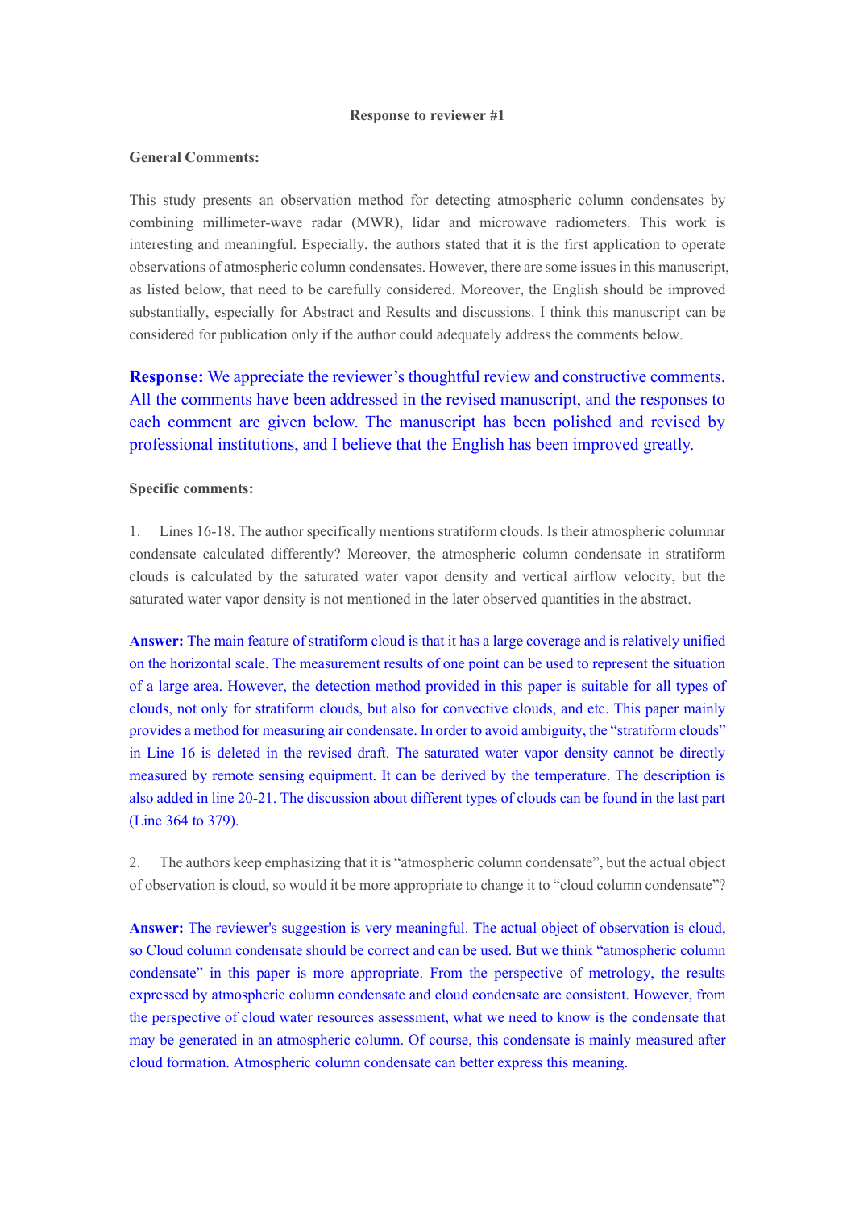**Response to reviewer #1**

**General Comments:**

This study presents an observation method for detecting atmospheric column condensates by combining millimeter-wave radar (MWR), lidar and microwave radiometers. This work is interesting and meaningful. Especially, the authors stated that it is the first application to operate observations of atmospheric column condensates. However, there are some issues in this manuscript, as listed below, that need to be carefully considered. Moreover, the English should be improved substantially, especially for Abstract and Results and discussions. I think this manuscript can be considered for publication only if the author could adequately address the comments below.

**Response:** We appreciate the reviewer's thoughtful review and constructive comments. All the comments have been addressed in the revised manuscript, and the responses to each comment are given below. The manuscript has been polished and revised by professional institutions, and I believe that the English has been improved greatly.

**Specific comments:**

1. Lines 16-18. The author specifically mentions stratiform clouds. Is their atmospheric columnar condensate calculated differently? Moreover, the atmospheric column condensate in stratiform clouds is calculated by the saturated water vapor density and vertical airflow velocity, but the saturated water vapor density is not mentioned in the later observed quantities in the abstract.

**Answer:** The main feature of stratiform cloud is that it has a large coverage and is relatively unified on the horizontal scale. The measurement results of one point can be used to represent the situation of a large area. However, the detection method provided in this paper is suitable for all types of clouds, not only for stratiform clouds, but also for convective clouds, and etc. This paper mainly provides a method for measuring air condensate. In order to avoid ambiguity, the "stratiform clouds" in Line 16 is deleted in the revised draft. The saturated water vapor density cannot be directly measured by remote sensing equipment. It can be derived by the temperature. The description is also added in line 20-21. The discussion about different types of clouds can be found in the last part (Line 364 to 379).

2. The authors keep emphasizing that it is "atmospheric column condensate", but the actual object of observation is cloud, so would it be more appropriate to change it to "cloud column condensate"?

**Answer:** The reviewer's suggestion is very meaningful. The actual object of observation is cloud, so Cloud column condensate should be correct and can be used. But we think "atmospheric column condensate" in this paper is more appropriate. From the perspective of metrology, the results expressed by atmospheric column condensate and cloud condensate are consistent. However, from the perspective of cloud water resources assessment, what we need to know is the condensate that may be generated in an atmospheric column. Of course, this condensate is mainly measured after cloud formation. Atmospheric column condensate can better express this meaning.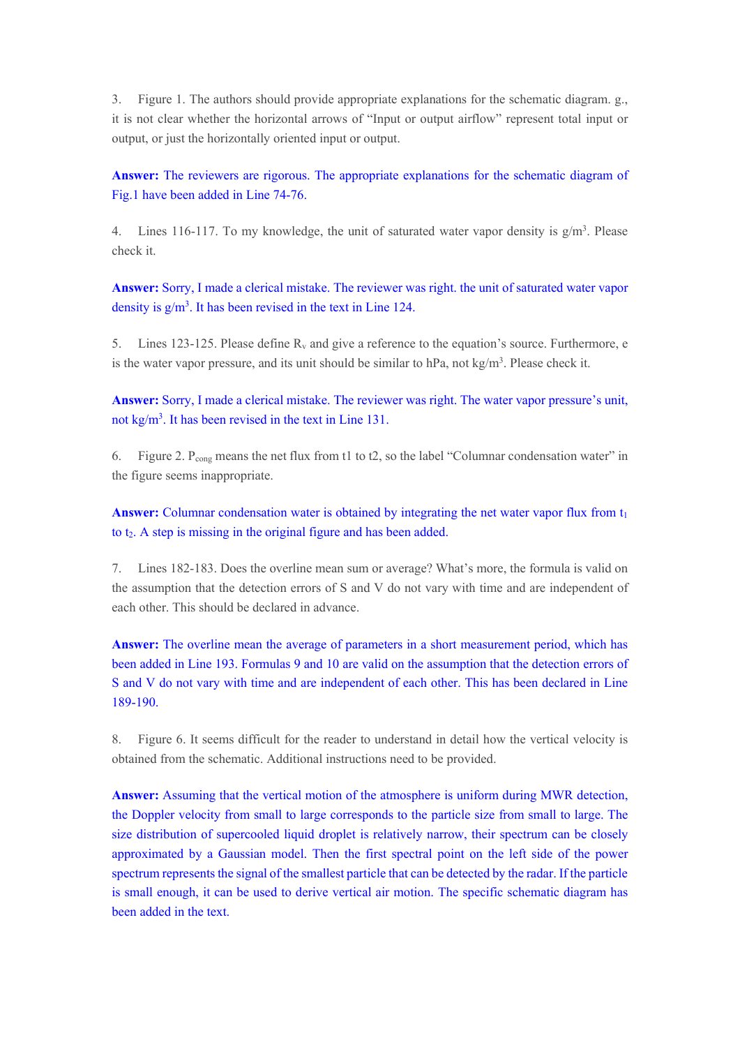3. Figure 1. The authors should provide appropriate explanations for the schematic diagram. g., it is not clear whether the horizontal arrows of "Input or output airflow" represent total input or output, or just the horizontally oriented input or output.

**Answer:** The reviewers are rigorous. The appropriate explanations for the schematic diagram of Fig.1 have been added in Line 74-76.

4. Lines 116-117. To my knowledge, the unit of saturated water vapor density is $g/m^3$. Please check it.

**Answer:** Sorry, I made a clerical mistake. The reviewer was right. the unit of saturated water vapor density is $g/m^3$. It has been revised in the text in Line 124.

5. Lines 123-125. Please define $R_v$ and give a reference to the equation's source. Furthermore, e is the water vapor pressure, and its unit should be similar to hPa, not $kg/m^3$. Please check it.

**Answer:** Sorry, I made a clerical mistake. The reviewer was right. The water vapor pressure's unit, not $kg/m^3$. It has been revised in the text in Line 131.

6. Figure 2. $P_{cong}$ means the net flux from t1 to t2, so the label "Columnar condensation water" in the figure seems inappropriate.

**Answer:** Columnar condensation water is obtained by integrating the net water vapor flux from $t_1$ to $t_2$. A step is missing in the original figure and has been added.

7. Lines 182-183. Does the overline mean sum or average? What's more, the formula is valid on the assumption that the detection errors of S and V do not vary with time and are independent of each other. This should be declared in advance.

**Answer:** The overline mean the average of parameters in a short measurement period, which has been added in Line 193. Formulas 9 and 10 are valid on the assumption that the detection errors of S and V do not vary with time and are independent of each other. This has been declared in Line 189-190.

8. Figure 6. It seems difficult for the reader to understand in detail how the vertical velocity is obtained from the schematic. Additional instructions need to be provided.

**Answer:** Assuming that the vertical motion of the atmosphere is uniform during MWR detection, the Doppler velocity from small to large corresponds to the particle size from small to large. The size distribution of supercooled liquid droplet is relatively narrow, their spectrum can be closely approximated by a Gaussian model. Then the first spectral point on the left side of the power spectrum represents the signal of the smallest particle that can be detected by the radar. If the particle is small enough, it can be used to derive vertical air motion. The specific schematic diagram has been added in the text.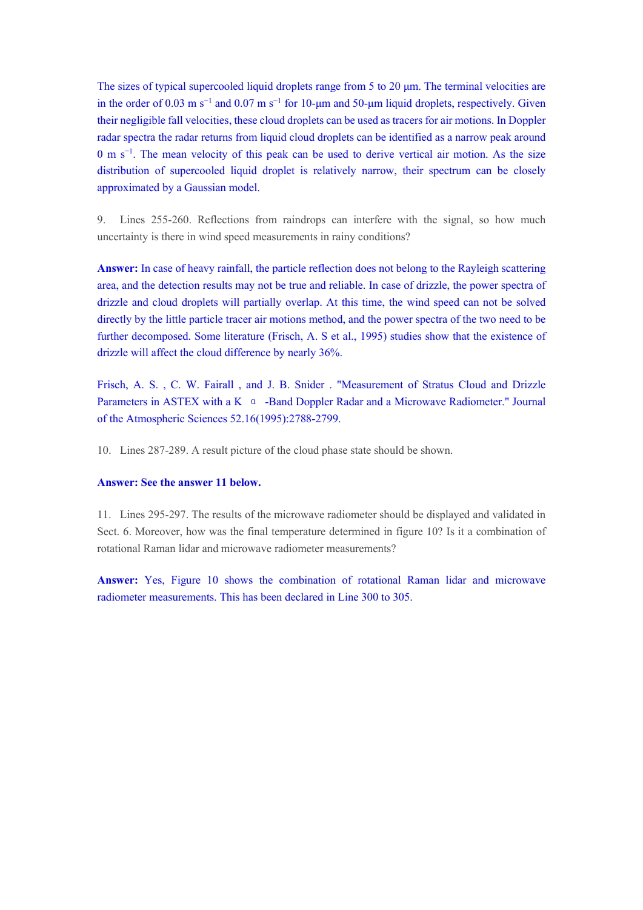The sizes of typical supercooled liquid droplets range from 5 to 20 μm. The terminal velocities are in the order of 0.03 m $s^{-1}$ and 0.07 m $s^{-1}$ for 10-μm and 50-μm liquid droplets, respectively. Given their negligible fall velocities, these cloud droplets can be used as tracers for air motions. In Doppler radar spectra the radar returns from liquid cloud droplets can be identified as a narrow peak around 0 m $s^{-1}$. The mean velocity of this peak can be used to derive vertical air motion. As the size distribution of supercooled liquid droplet is relatively narrow, their spectrum can be closely approximated by a Gaussian model.

9. Lines 255-260. Reflections from raindrops can interfere with the signal, so how much uncertainty is there in wind speed measurements in rainy conditions?

**Answer:** In case of heavy rainfall, the particle reflection does not belong to the Rayleigh scattering area, and the detection results may not be true and reliable. In case of drizzle, the power spectra of drizzle and cloud droplets will partially overlap. At this time, the wind speed can not be solved directly by the little particle tracer air motions method, and the power spectra of the two need to be further decomposed. Some literature (Frisch, A. S et al., 1995) studies show that the existence of drizzle will affect the cloud difference by nearly 36%.

Frisch, A. S. , C. W. Fairall , and J. B. Snider . "Measurement of Stratus Cloud and Drizzle Parameters in ASTEX with a K α -Band Doppler Radar and a Microwave Radiometer." Journal of the Atmospheric Sciences 52.16(1995):2788-2799.

10. Lines 287-289. A result picture of the cloud phase state should be shown.

**Answer: See the answer 11 below.**

11. Lines 295-297. The results of the microwave radiometer should be displayed and validated in Sect. 6. Moreover, how was the final temperature determined in figure 10? Is it a combination of rotational Raman lidar and microwave radiometer measurements?

**Answer:** Yes, Figure 10 shows the combination of rotational Raman lidar and microwave radiometer measurements. This has been declared in Line 300 to 305.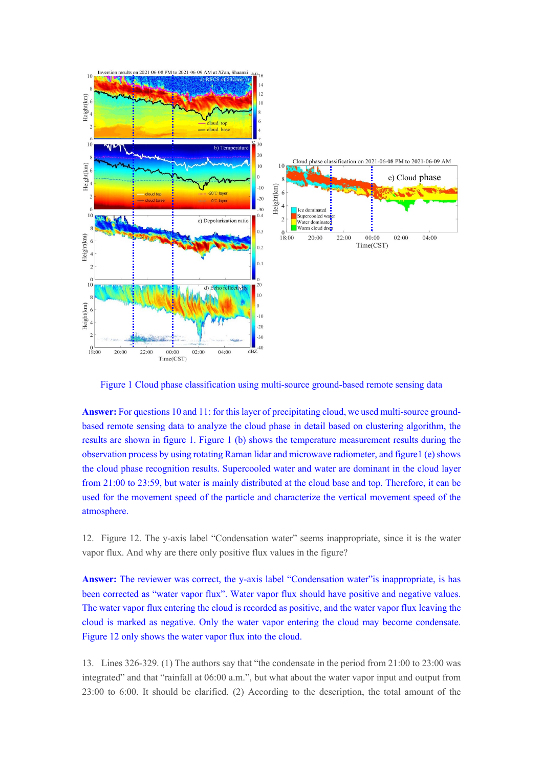Figure 1 Cloud phase classification using multi-source ground-based remote sensing data

**Answer:** For questions 10 and 11: for this layer of precipitating cloud, we used multi-source ground-based remote sensing data to analyze the cloud phase in detail based on clustering algorithm, the results are shown in figure 1. Figure 1 (b) shows the temperature measurement results during the observation process by using rotating Raman lidar and microwave radiometer, and figure1 (e) shows the cloud phase recognition results. Supercooled water and water are dominant in the cloud layer from 21:00 to 23:59, but water is mainly distributed at the cloud base and top. Therefore, it can be used for the movement speed of the particle and characterize the vertical movement speed of the atmosphere.

12. Figure 12. The y-axis label "Condensation water" seems inappropriate, since it is the water vapor flux. And why are there only positive flux values in the figure?

**Answer:** The reviewer was correct, the y-axis label "Condensation water"is inappropriate, is has been corrected as "water vapor flux". Water vapor flux should have positive and negative values. The water vapor flux entering the cloud is recorded as positive, and the water vapor flux leaving the cloud is marked as negative. Only the water vapor entering the cloud may become condensate. Figure 12 only shows the water vapor flux into the cloud.

13. Lines 326-329. (1) The authors say that "the condensate in the period from 21:00 to 23:00 was integrated" and that "rainfall at 06:00 a.m.", but what about the water vapor input and output from 23:00 to 6:00. It should be clarified. (2) According to the description, the total amount of the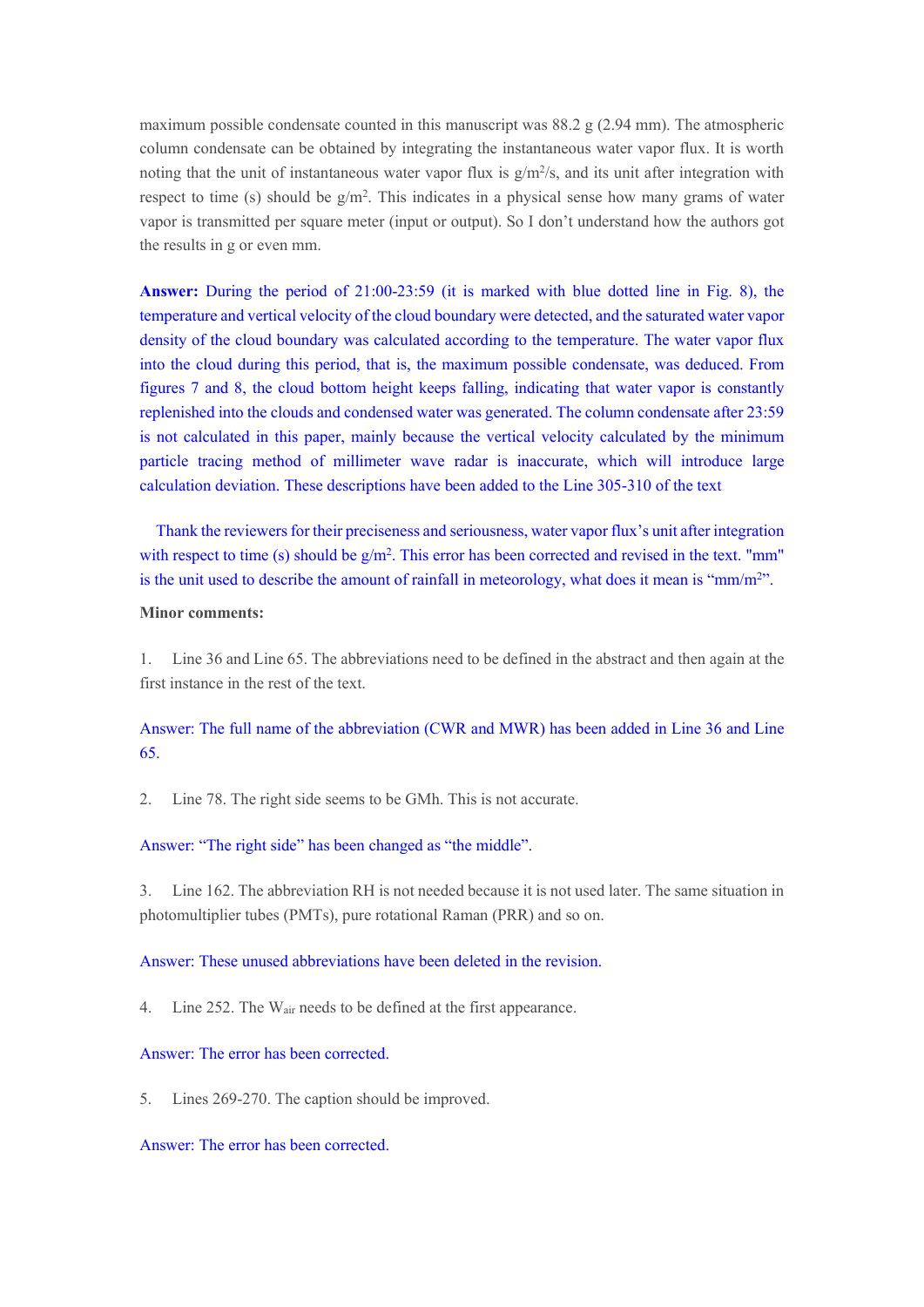maximum possible condensate counted in this manuscript was 88.2 g (2.94 mm). The atmospheric column condensate can be obtained by integrating the instantaneous water vapor flux. It is worth noting that the unit of instantaneous water vapor flux is g/m$^2$/s, and its unit after integration with respect to time (s) should be g/m$^2$. This indicates in a physical sense how many grams of water vapor is transmitted per square meter (input or output). So I don't understand how the authors got the results in g or even mm.

**Answer:** During the period of 21:00-23:59 (it is marked with blue dotted line in Fig. 8), the temperature and vertical velocity of the cloud boundary were detected, and the saturated water vapor density of the cloud boundary was calculated according to the temperature. The water vapor flux into the cloud during this period, that is, the maximum possible condensate, was deduced. From figures 7 and 8, the cloud bottom height keeps falling, indicating that water vapor is constantly replenished into the clouds and condensed water was generated. The column condensate after 23:59 is not calculated in this paper, mainly because the vertical velocity calculated by the minimum particle tracing method of millimeter wave radar is inaccurate, which will introduce large calculation deviation. These descriptions have been added to the Line 305-310 of the text

Thank the reviewers for their preciseness and seriousness, water vapor flux's unit after integration with respect to time (s) should be g/m$^2$. This error has been corrected and revised in the text. "mm" is the unit used to describe the amount of rainfall in meteorology, what does it mean is "mm/m$^2$".

**Minor comments:**

1. Line 36 and Line 65. The abbreviations need to be defined in the abstract and then again at the first instance in the rest of the text.

Answer: The full name of the abbreviation (CWR and MWR) has been added in Line 36 and Line 65.

2. Line 78. The right side seems to be GMh. This is not accurate.

Answer: "The right side" has been changed as "the middle".

3. Line 162. The abbreviation RH is not needed because it is not used later. The same situation in photomultiplier tubes (PMTs), pure rotational Raman (PRR) and so on.

Answer: These unused abbreviations have been deleted in the revision.

4. Line 252. The $W_{air}$ needs to be defined at the first appearance.

Answer: The error has been corrected.

5. Lines 269-270. The caption should be improved.

Answer: The error has been corrected.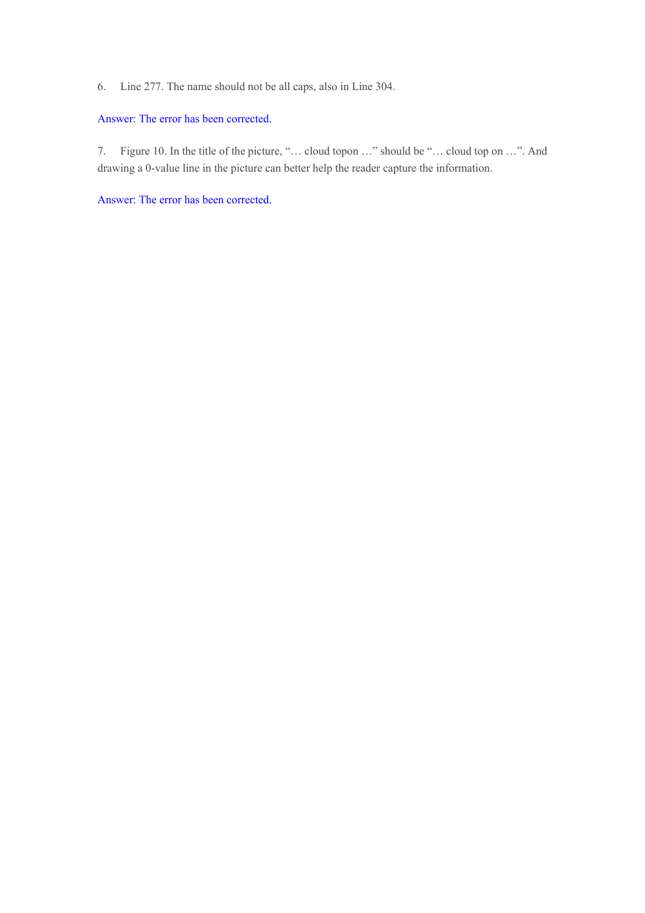6. Line 277. The name should not be all caps, also in Line 304.

Answer: The error has been corrected.

7. Figure 10. In the title of the picture, "… cloud topon …" should be "… cloud top on …". And drawing a 0-value line in the picture can better help the reader capture the information.

Answer: The error has been corrected.